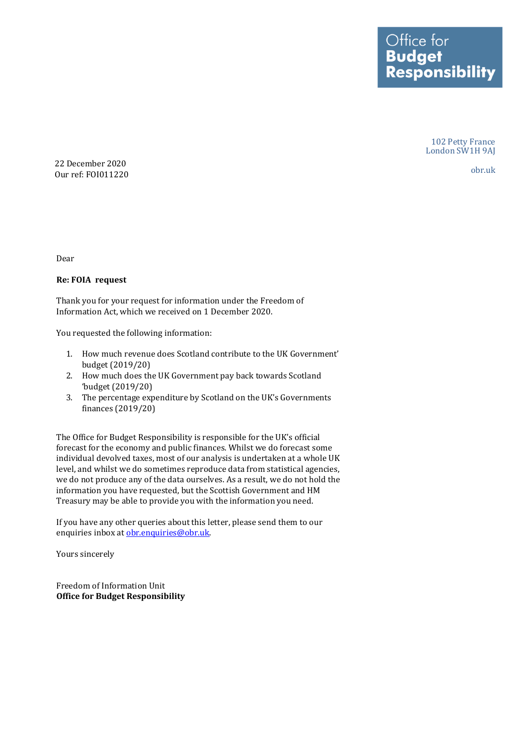Office for **Budget Responsibility**

102 Petty France
London SW1H 9AJ

obr.uk

22 December 2020
Our ref: FOI011220

Dear

**Re: FOIA request**

Thank you for your request for information under the Freedom of Information Act, which we received on 1 December 2020.

You requested the following information:

1. How much revenue does Scotland contribute to the UK Government' budget (2019/20)
2. How much does the UK Government pay back towards Scotland 'budget (2019/20)
3. The percentage expenditure by Scotland on the UK's Governments finances (2019/20)

The Office for Budget Responsibility is responsible for the UK's official forecast for the economy and public finances. Whilst we do forecast some individual devolved taxes, most of our analysis is undertaken at a whole UK level, and whilst we do sometimes reproduce data from statistical agencies, we do not produce any of the data ourselves. As a result, we do not hold the information you have requested, but the Scottish Government and HM Treasury may be able to provide you with the information you need.

If you have any other queries about this letter, please send them to our enquiries inbox at obr.enquiries@obr.uk.

Yours sincerely

Freedom of Information Unit
**Office for Budget Responsibility**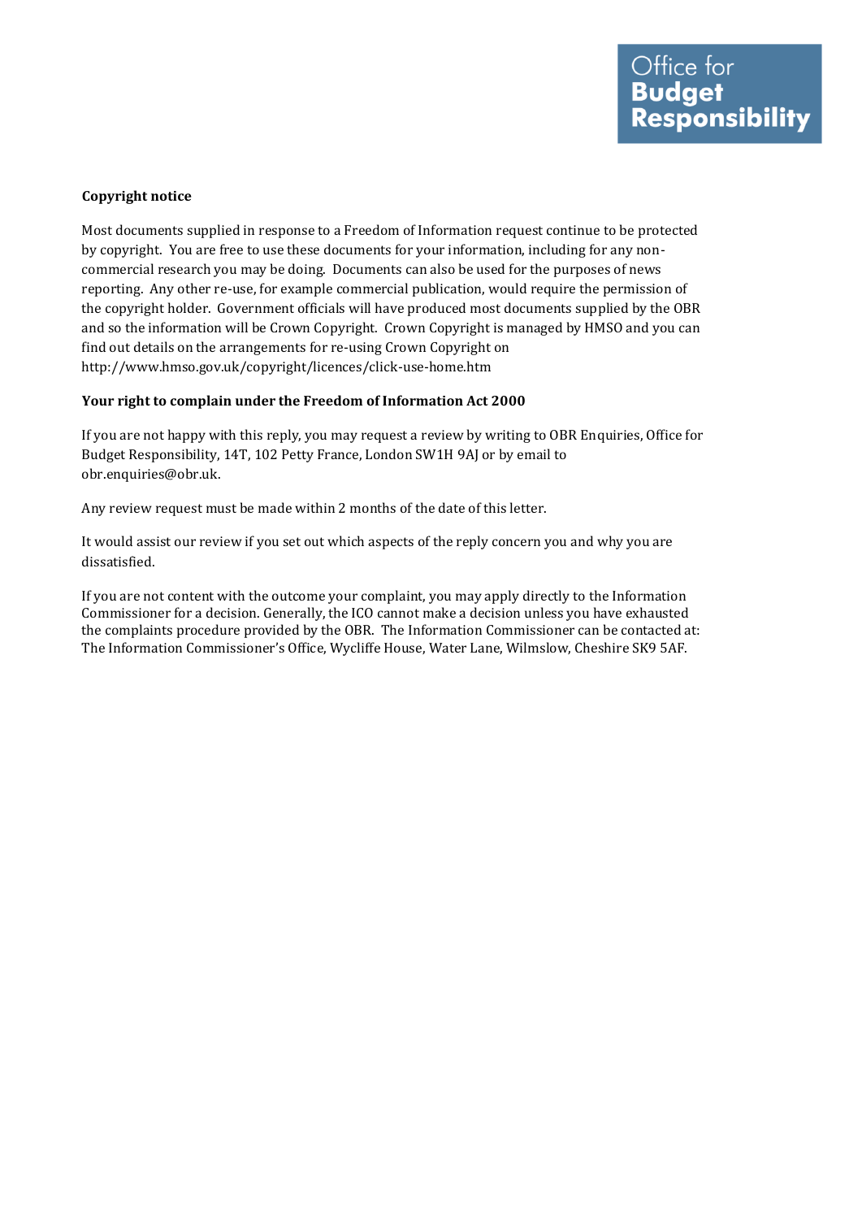Office for **Budget Responsibility**

**Copyright notice**

Most documents supplied in response to a Freedom of Information request continue to be protected by copyright. You are free to use these documents for your information, including for any non-commercial research you may be doing. Documents can also be used for the purposes of news reporting. Any other re-use, for example commercial publication, would require the permission of the copyright holder. Government officials will have produced most documents supplied by the OBR and so the information will be Crown Copyright. Crown Copyright is managed by HMSO and you can find out details on the arrangements for re-using Crown Copyright on http://www.hmso.gov.uk/copyright/licences/click-use-home.htm

**Your right to complain under the Freedom of Information Act 2000**

If you are not happy with this reply, you may request a review by writing to OBR Enquiries, Office for Budget Responsibility, 14T, 102 Petty France, London SW1H 9AJ or by email to obr.enquiries@obr.uk.

Any review request must be made within 2 months of the date of this letter.

It would assist our review if you set out which aspects of the reply concern you and why you are dissatisfied.

If you are not content with the outcome your complaint, you may apply directly to the Information Commissioner for a decision. Generally, the ICO cannot make a decision unless you have exhausted the complaints procedure provided by the OBR. The Information Commissioner can be contacted at: The Information Commissioner's Office, Wycliffe House, Water Lane, Wilmslow, Cheshire SK9 5AF.